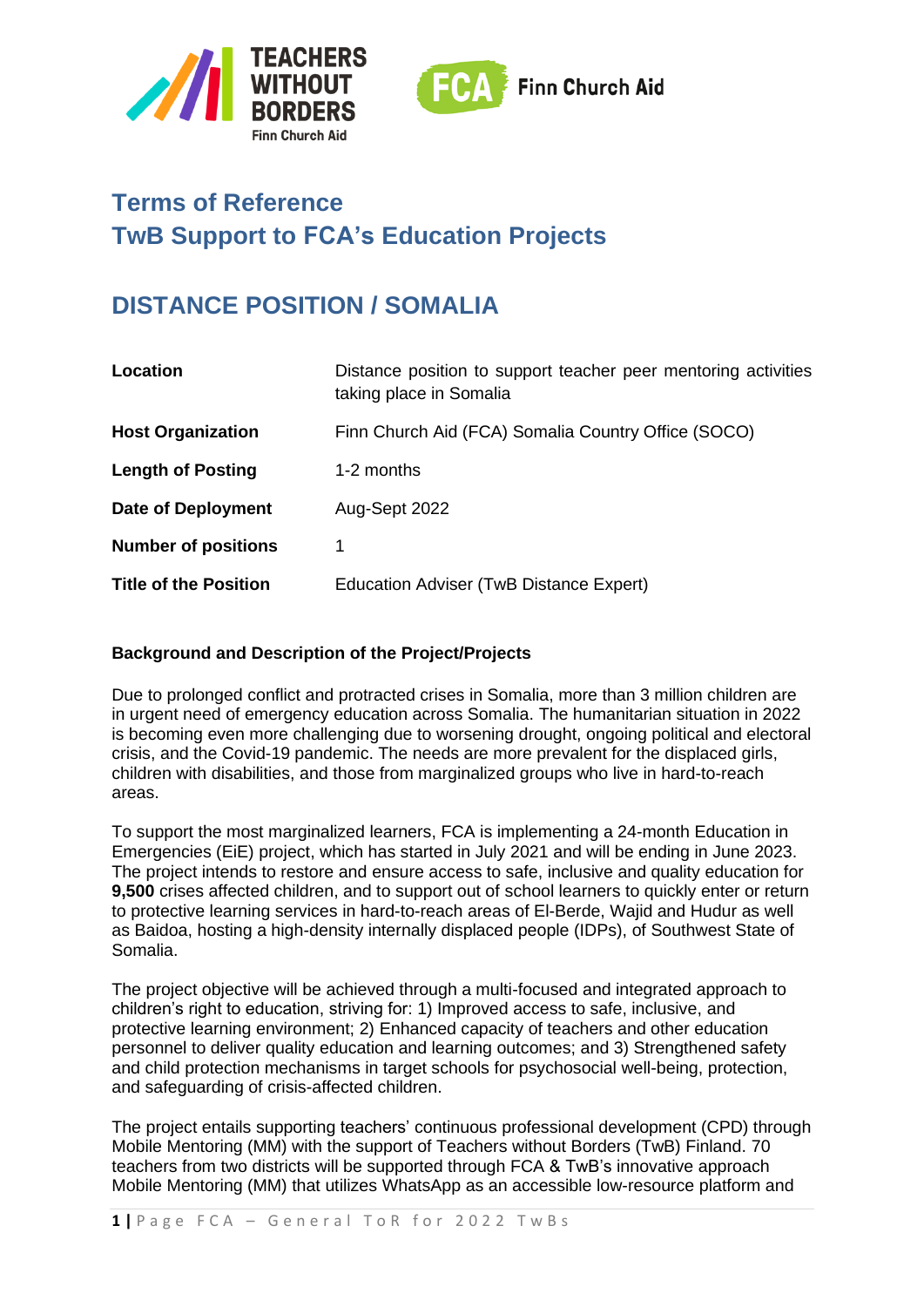# Terms of Reference
# TwB Support to FCA's Education Projects

## DISTANCE POSITION / SOMALIA

| | |
|---|---|
| **Location** | Distance position to support teacher peer mentoring activities taking place in Somalia |
| **Host Organization** | Finn Church Aid (FCA) Somalia Country Office (SOCO) |
| **Length of Posting** | 1-2 months |
| **Date of Deployment** | Aug-Sept 2022 |
| **Number of positions** | 1 |
| **Title of the Position** | Education Adviser (TwB Distance Expert) |

**Background and Description of the Project/Projects**

Due to prolonged conflict and protracted crises in Somalia, more than 3 million children are in urgent need of emergency education across Somalia. The humanitarian situation in 2022 is becoming even more challenging due to worsening drought, ongoing political and electoral crisis, and the Covid-19 pandemic. The needs are more prevalent for the displaced girls, children with disabilities, and those from marginalized groups who live in hard-to-reach areas.

To support the most marginalized learners, FCA is implementing a 24-month Education in Emergencies (EiE) project, which has started in July 2021 and will be ending in June 2023. The project intends to restore and ensure access to safe, inclusive and quality education for **9,500** crises affected children, and to support out of school learners to quickly enter or return to protective learning services in hard-to-reach areas of El-Berde, Wajid and Hudur as well as Baidoa, hosting a high-density internally displaced people (IDPs), of Southwest State of Somalia.

The project objective will be achieved through a multi-focused and integrated approach to children's right to education, striving for: 1) Improved access to safe, inclusive, and protective learning environment; 2) Enhanced capacity of teachers and other education personnel to deliver quality education and learning outcomes; and 3) Strengthened safety and child protection mechanisms in target schools for psychosocial well-being, protection, and safeguarding of crisis-affected children.

The project entails supporting teachers' continuous professional development (CPD) through Mobile Mentoring (MM) with the support of Teachers without Borders (TwB) Finland. 70 teachers from two districts will be supported through FCA & TwB's innovative approach Mobile Mentoring (MM) that utilizes WhatsApp as an accessible low-resource platform and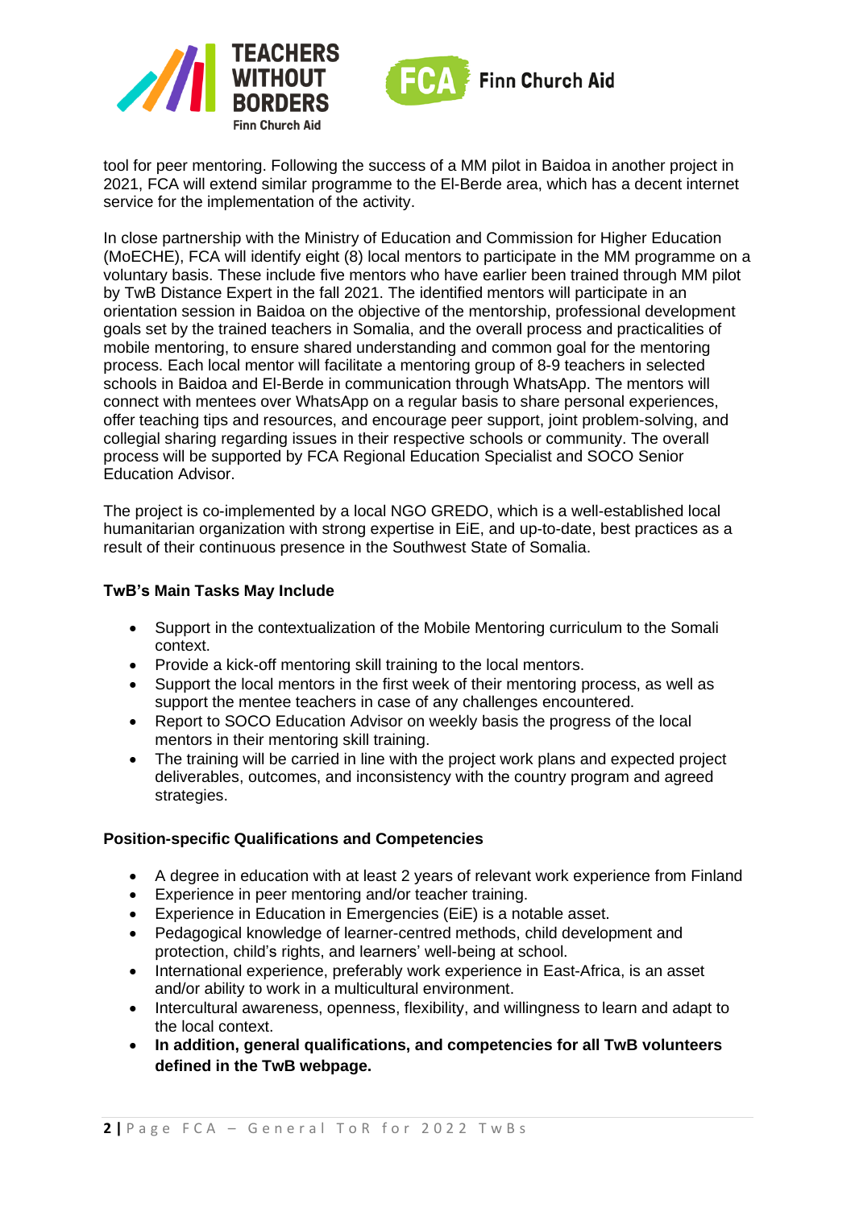tool for peer mentoring. Following the success of a MM pilot in Baidoa in another project in 2021, FCA will extend similar programme to the El-Berde area, which has a decent internet service for the implementation of the activity.

In close partnership with the Ministry of Education and Commission for Higher Education (MoECHE), FCA will identify eight (8) local mentors to participate in the MM programme on a voluntary basis. These include five mentors who have earlier been trained through MM pilot by TwB Distance Expert in the fall 2021. The identified mentors will participate in an orientation session in Baidoa on the objective of the mentorship, professional development goals set by the trained teachers in Somalia, and the overall process and practicalities of mobile mentoring, to ensure shared understanding and common goal for the mentoring process. Each local mentor will facilitate a mentoring group of 8-9 teachers in selected schools in Baidoa and El-Berde in communication through WhatsApp. The mentors will connect with mentees over WhatsApp on a regular basis to share personal experiences, offer teaching tips and resources, and encourage peer support, joint problem-solving, and collegial sharing regarding issues in their respective schools or community. The overall process will be supported by FCA Regional Education Specialist and SOCO Senior Education Advisor.

The project is co-implemented by a local NGO GREDO, which is a well-established local humanitarian organization with strong expertise in EiE, and up-to-date, best practices as a result of their continuous presence in the Southwest State of Somalia.

**TwB's Main Tasks May Include**

- Support in the contextualization of the Mobile Mentoring curriculum to the Somali context.
- Provide a kick-off mentoring skill training to the local mentors.
- Support the local mentors in the first week of their mentoring process, as well as support the mentee teachers in case of any challenges encountered.
- Report to SOCO Education Advisor on weekly basis the progress of the local mentors in their mentoring skill training.
- The training will be carried in line with the project work plans and expected project deliverables, outcomes, and inconsistency with the country program and agreed strategies.

**Position-specific Qualifications and Competencies**

- A degree in education with at least 2 years of relevant work experience from Finland
- Experience in peer mentoring and/or teacher training.
- Experience in Education in Emergencies (EiE) is a notable asset.
- Pedagogical knowledge of learner-centred methods, child development and protection, child's rights, and learners' well-being at school.
- International experience, preferably work experience in East-Africa, is an asset and/or ability to work in a multicultural environment.
- Intercultural awareness, openness, flexibility, and willingness to learn and adapt to the local context.
- **In addition, general qualifications, and competencies for all TwB volunteers defined in the TwB webpage.**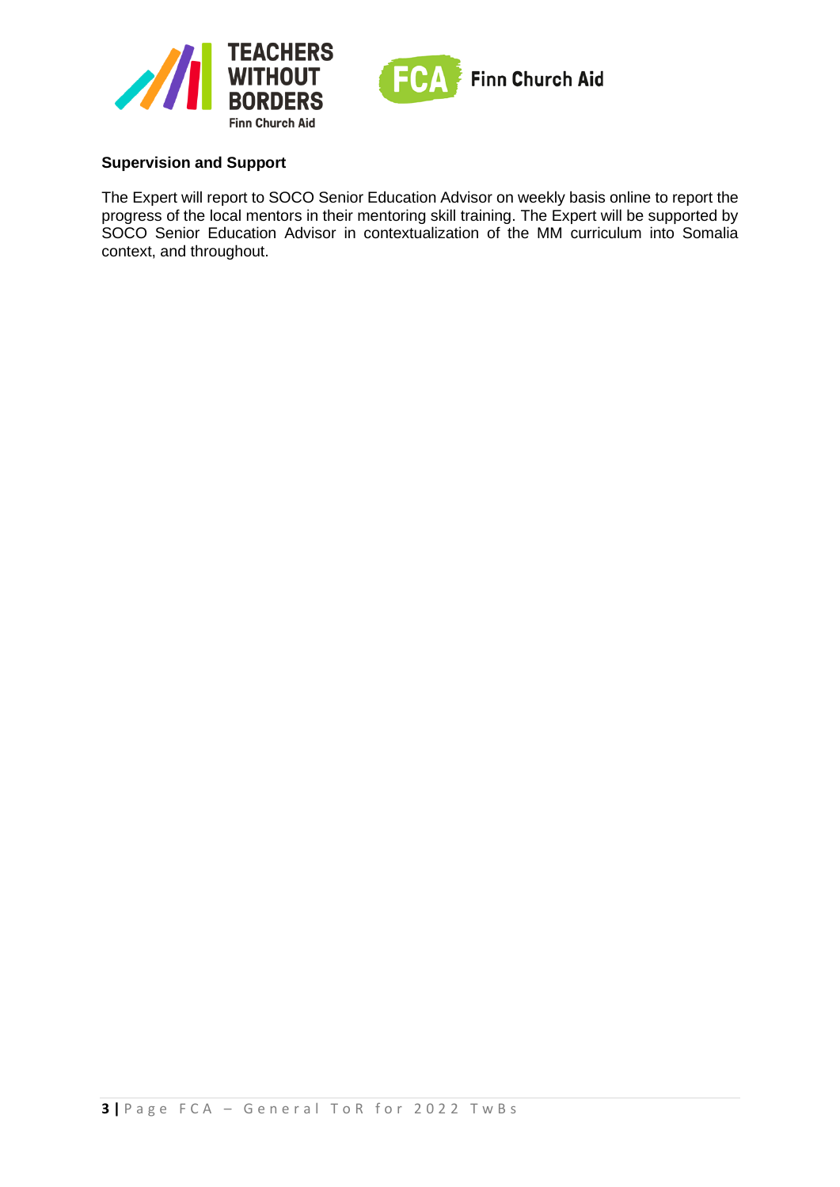**Supervision and Support**

The Expert will report to SOCO Senior Education Advisor on weekly basis online to report the progress of the local mentors in their mentoring skill training. The Expert will be supported by SOCO Senior Education Advisor in contextualization of the MM curriculum into Somalia context, and throughout.